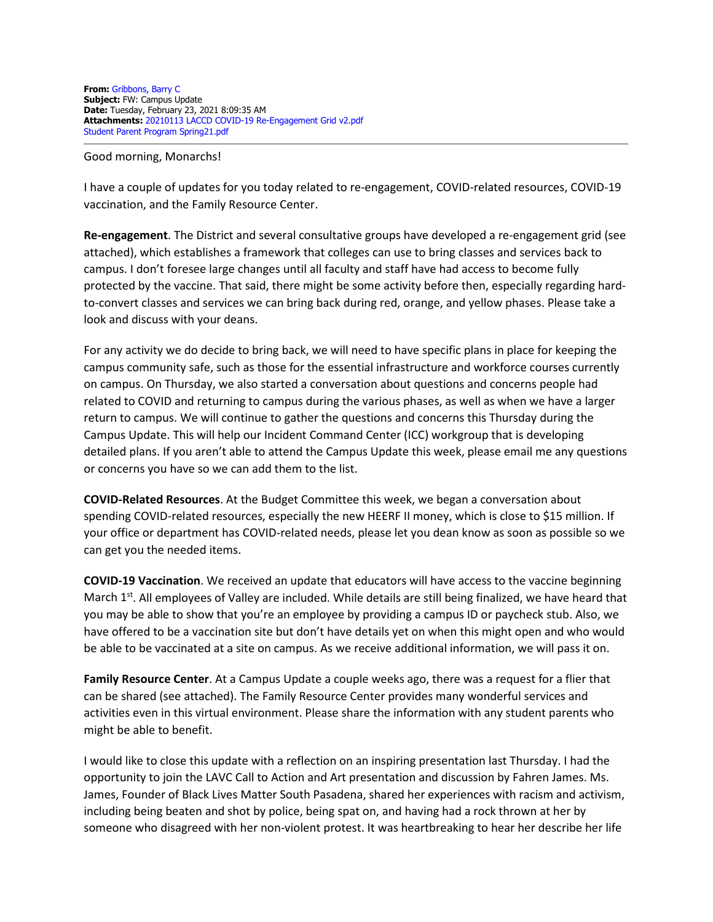**From:** Gribbons, Barry C
**Subject:** FW: Campus Update
**Date:** Tuesday, February 23, 2021 8:09:35 AM
**Attachments:** 20210113 LACCD COVID-19 Re-Engagement Grid v2.pdf
Student Parent Program Spring21.pdf

---

Good morning, Monarchs!

I have a couple of updates for you today related to re-engagement, COVID-related resources, COVID-19 vaccination, and the Family Resource Center.

**Re-engagement**. The District and several consultative groups have developed a re-engagement grid (see attached), which establishes a framework that colleges can use to bring classes and services back to campus. I don't foresee large changes until all faculty and staff have had access to become fully protected by the vaccine. That said, there might be some activity before then, especially regarding hard-to-convert classes and services we can bring back during red, orange, and yellow phases. Please take a look and discuss with your deans.

For any activity we do decide to bring back, we will need to have specific plans in place for keeping the campus community safe, such as those for the essential infrastructure and workforce courses currently on campus. On Thursday, we also started a conversation about questions and concerns people had related to COVID and returning to campus during the various phases, as well as when we have a larger return to campus. We will continue to gather the questions and concerns this Thursday during the Campus Update. This will help our Incident Command Center (ICC) workgroup that is developing detailed plans. If you aren't able to attend the Campus Update this week, please email me any questions or concerns you have so we can add them to the list.

**COVID-Related Resources**. At the Budget Committee this week, we began a conversation about spending COVID-related resources, especially the new HEERF II money, which is close to $15 million. If your office or department has COVID-related needs, please let you dean know as soon as possible so we can get you the needed items.

**COVID-19 Vaccination**. We received an update that educators will have access to the vaccine beginning March 1st. All employees of Valley are included. While details are still being finalized, we have heard that you may be able to show that you're an employee by providing a campus ID or paycheck stub. Also, we have offered to be a vaccination site but don't have details yet on when this might open and who would be able to be vaccinated at a site on campus. As we receive additional information, we will pass it on.

**Family Resource Center**. At a Campus Update a couple weeks ago, there was a request for a flier that can be shared (see attached). The Family Resource Center provides many wonderful services and activities even in this virtual environment. Please share the information with any student parents who might be able to benefit.

I would like to close this update with a reflection on an inspiring presentation last Thursday. I had the opportunity to join the LAVC Call to Action and Art presentation and discussion by Fahren James. Ms. James, Founder of Black Lives Matter South Pasadena, shared her experiences with racism and activism, including being beaten and shot by police, being spat on, and having had a rock thrown at her by someone who disagreed with her non-violent protest. It was heartbreaking to hear her describe her life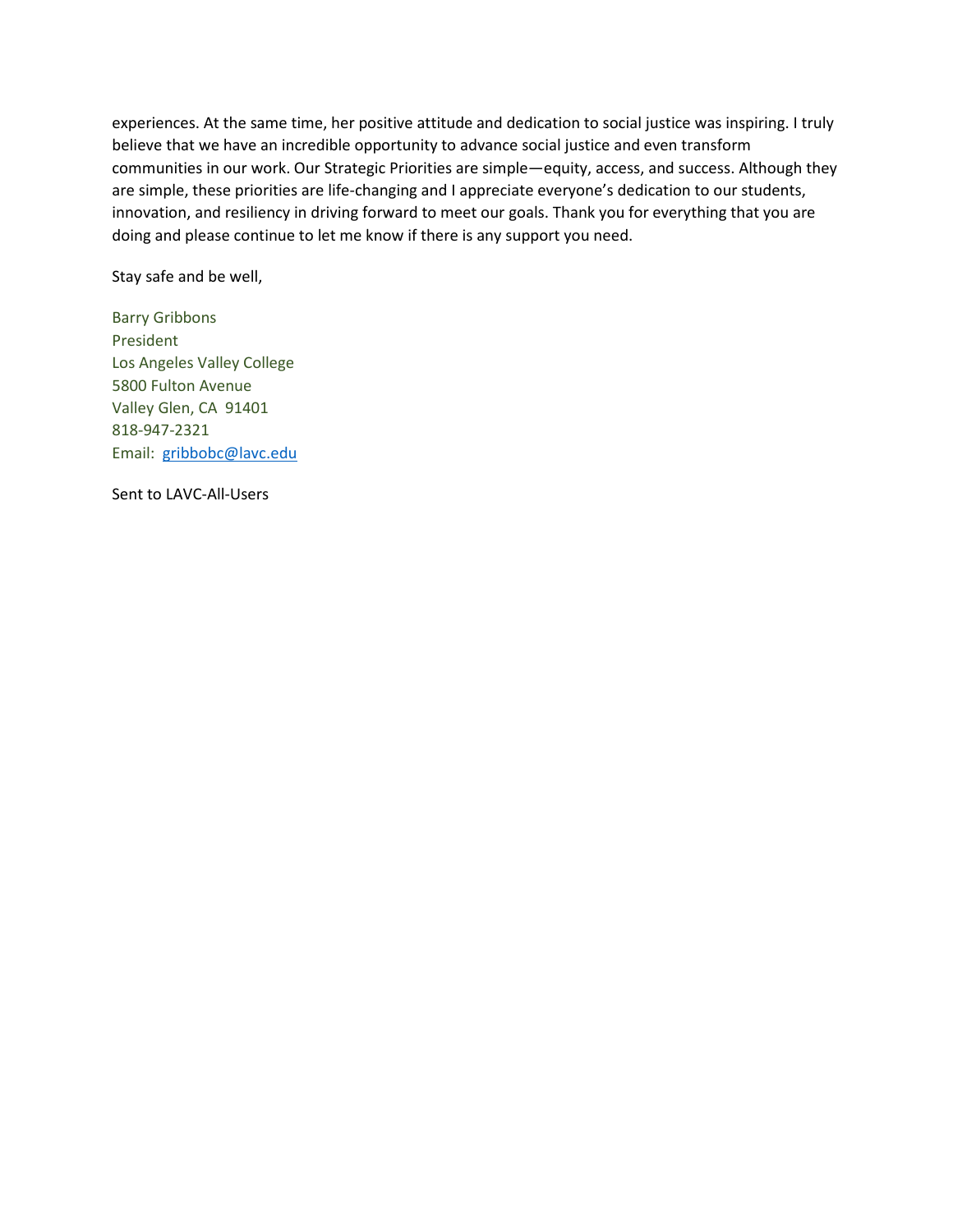experiences. At the same time, her positive attitude and dedication to social justice was inspiring. I truly believe that we have an incredible opportunity to advance social justice and even transform communities in our work. Our Strategic Priorities are simple—equity, access, and success. Although they are simple, these priorities are life-changing and I appreciate everyone's dedication to our students, innovation, and resiliency in driving forward to meet our goals. Thank you for everything that you are doing and please continue to let me know if there is any support you need.

Stay safe and be well,

Barry Gribbons
President
Los Angeles Valley College
5800 Fulton Avenue
Valley Glen, CA 91401
818-947-2321
Email: gribbobc@lavc.edu

Sent to LAVC-All-Users